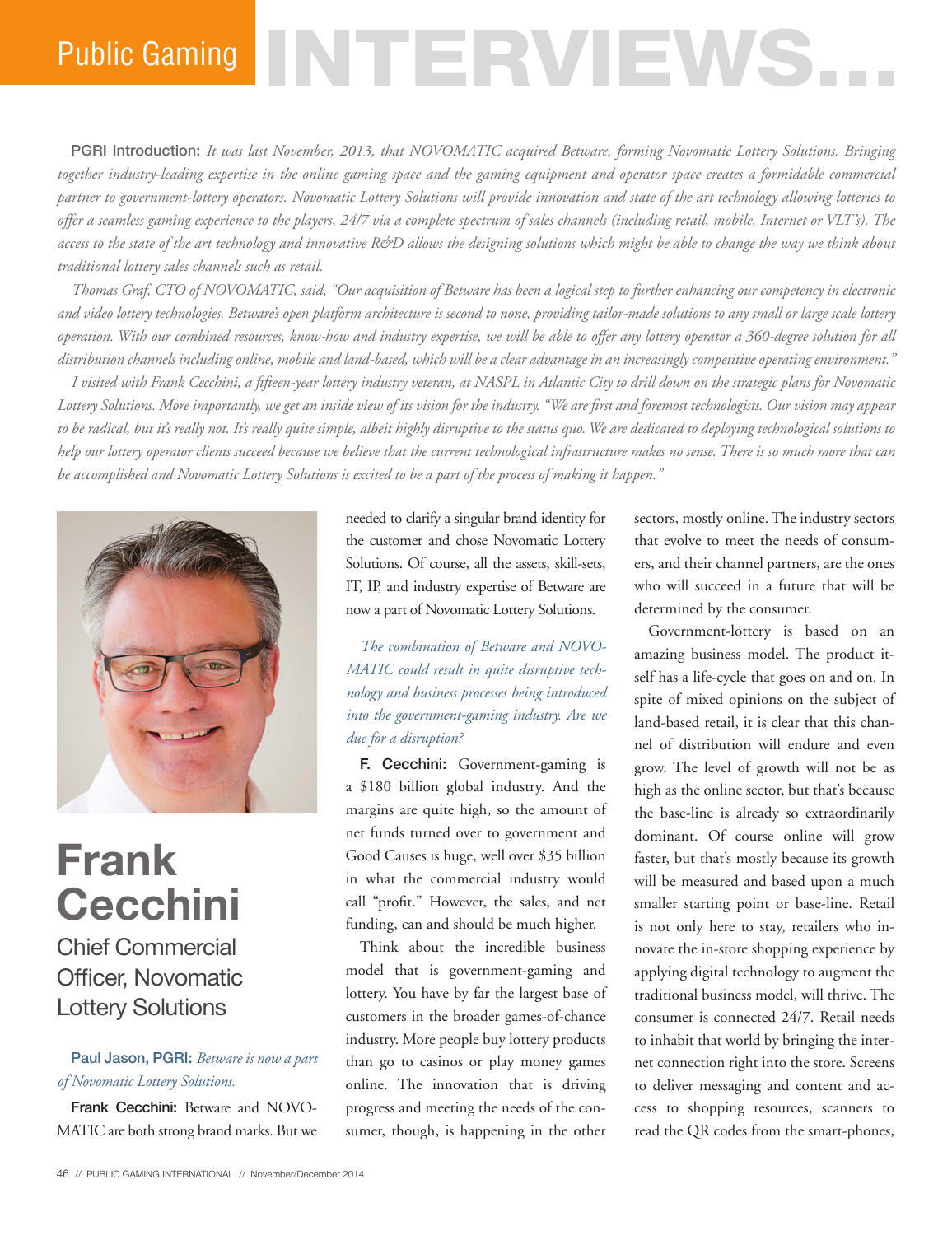# Public Gaming INTERVIEWS...

**PGRI Introduction:** *It was last November, 2013, that NOVOMATIC acquired Betware, forming Novomatic Lottery Solutions. Bringing together industry-leading expertise in the online gaming space and the gaming equipment and operator space creates a formidable commercial partner to government-lottery operators. Novomatic Lottery Solutions will provide innovation and state of the art technology allowing lotteries to offer a seamless gaming experience to the players, 24/7 via a complete spectrum of sales channels (including retail, mobile, Internet or VLT's). The access to the state of the art technology and innovative R&D allows the designing solutions which might be able to change the way we think about traditional lottery sales channels such as retail.*

*Thomas Graf, CTO of NOVOMATIC, said, "Our acquisition of Betware has been a logical step to further enhancing our competency in electronic and video lottery technologies. Betware's open platform architecture is second to none, providing tailor-made solutions to any small or large scale lottery operation. With our combined resources, know-how and industry expertise, we will be able to offer any lottery operator a 360-degree solution for all distribution channels including online, mobile and land-based, which will be a clear advantage in an increasingly competitive operating environment."*

*I visited with Frank Cecchini, a fifteen-year lottery industry veteran, at NASPL in Atlantic City to drill down on the strategic plans for Novomatic Lottery Solutions. More importantly, we get an inside view of its vision for the industry. "We are first and foremost technologists. Our vision may appear to be radical, but it's really not. It's really quite simple, albeit highly disruptive to the status quo. We are dedicated to deploying technological solutions to help our lottery operator clients succeed because we believe that the current technological infrastructure makes no sense. There is so much more that can be accomplished and Novomatic Lottery Solutions is excited to be a part of the process of making it happen."*

## Frank Cecchini

### Chief Commercial Officer, Novomatic Lottery Solutions

**Paul Jason, PGRI:** *Betware is now a part of Novomatic Lottery Solutions.*

**Frank Cecchini:** Betware and NOVOMATIC are both strong brand marks. But we needed to clarify a singular brand identity for the customer and chose Novomatic Lottery Solutions. Of course, all the assets, skill-sets, IT, IP, and industry expertise of Betware are now a part of Novomatic Lottery Solutions.

*The combination of Betware and NOVOMATIC could result in quite disruptive technology and business processes being introduced into the government-gaming industry. Are we due for a disruption?*

**F. Cecchini:** Government-gaming is a $180 billion global industry. And the margins are quite high, so the amount of net funds turned over to government and Good Causes is huge, well over $35 billion in what the commercial industry would call "profit." However, the sales, and net funding, can and should be much higher.

Think about the incredible business model that is government-gaming and lottery. You have by far the largest base of customers in the broader games-of-chance industry. More people buy lottery products than go to casinos or play money games online. The innovation that is driving progress and meeting the needs of the consumer, though, is happening in the other sectors, mostly online. The industry sectors that evolve to meet the needs of consumers, and their channel partners, are the ones who will succeed in a future that will be determined by the consumer.

Government-lottery is based on an amazing business model. The product itself has a life-cycle that goes on and on. In spite of mixed opinions on the subject of land-based retail, it is clear that this channel of distribution will endure and even grow. The level of growth will not be as high as the online sector, but that's because the base-line is already so extraordinarily dominant. Of course online will grow faster, but that's mostly because its growth will be measured and based upon a much smaller starting point or base-line. Retail is not only here to stay, retailers who innovate the in-store shopping experience by applying digital technology to augment the traditional business model, will thrive. The consumer is connected 24/7. Retail needs to inhabit that world by bringing the internet connection right into the store. Screens to deliver messaging and content and access to shopping resources, scanners to read the QR codes from the smart-phones,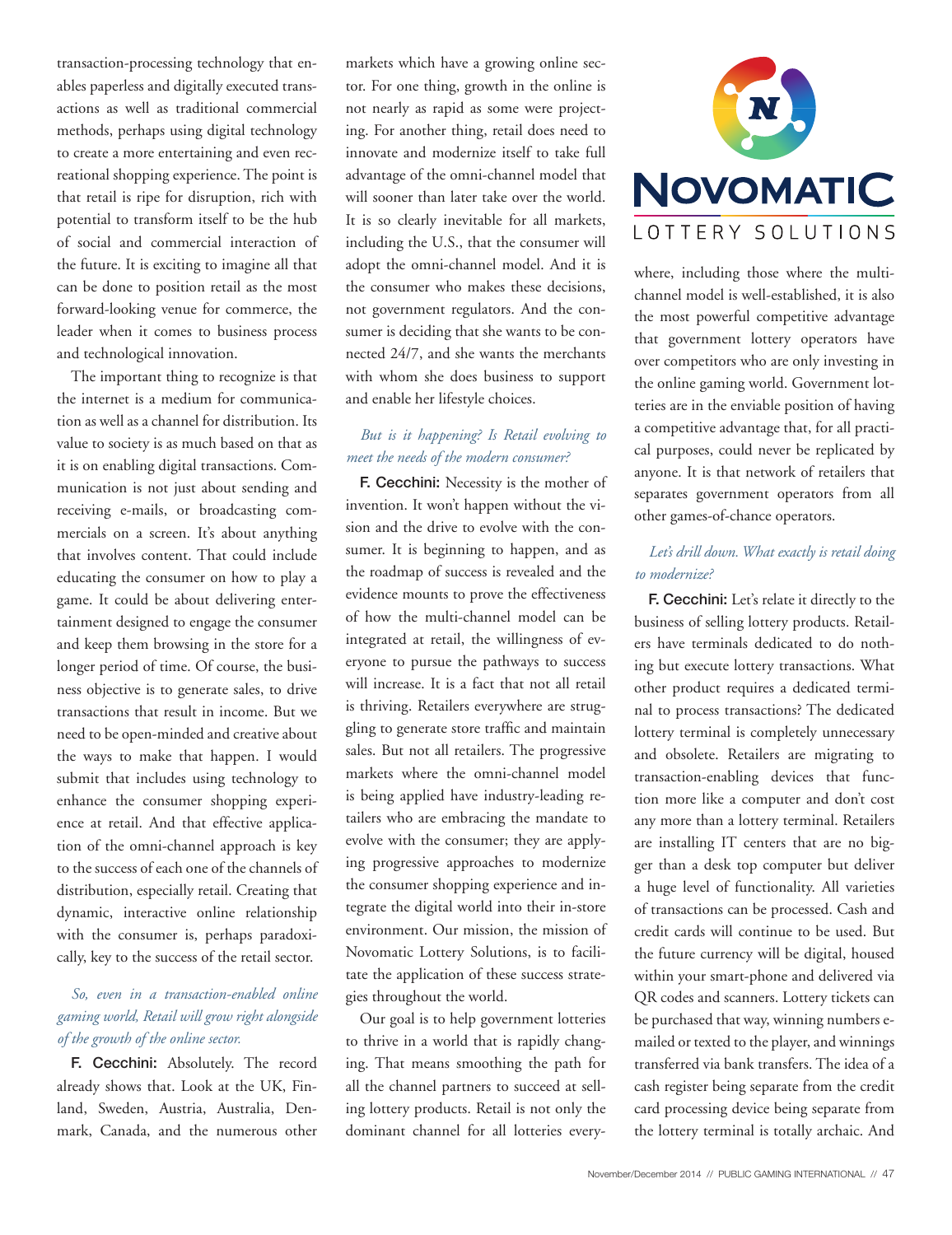transaction-processing technology that enables paperless and digitally executed transactions as well as traditional commercial methods, perhaps using digital technology to create a more entertaining and even recreational shopping experience. The point is that retail is ripe for disruption, rich with potential to transform itself to be the hub of social and commercial interaction of the future. It is exciting to imagine all that can be done to position retail as the most forward-looking venue for commerce, the leader when it comes to business process and technological innovation.

The important thing to recognize is that the internet is a medium for communication as well as a channel for distribution. Its value to society is as much based on that as it is on enabling digital transactions. Communication is not just about sending and receiving e-mails, or broadcasting commercials on a screen. It's about anything that involves content. That could include educating the consumer on how to play a game. It could be about delivering entertainment designed to engage the consumer and keep them browsing in the store for a longer period of time. Of course, the business objective is to generate sales, to drive transactions that result in income. But we need to be open-minded and creative about the ways to make that happen. I would submit that includes using technology to enhance the consumer shopping experience at retail. And that effective application of the omni-channel approach is key to the success of each one of the channels of distribution, especially retail. Creating that dynamic, interactive online relationship with the consumer is, perhaps paradoxically, key to the success of the retail sector.

*So, even in a transaction-enabled online gaming world, Retail will grow right alongside of the growth of the online sector.*

**F. Cecchini:** Absolutely. The record already shows that. Look at the UK, Finland, Sweden, Austria, Australia, Denmark, Canada, and the numerous other markets which have a growing online sector. For one thing, growth in the online is not nearly as rapid as some were projecting. For another thing, retail does need to innovate and modernize itself to take full advantage of the omni-channel model that will sooner than later take over the world. It is so clearly inevitable for all markets, including the U.S., that the consumer will adopt the omni-channel model. And it is the consumer who makes these decisions, not government regulators. And the consumer is deciding that she wants to be connected 24/7, and she wants the merchants with whom she does business to support and enable her lifestyle choices.

*But is it happening? Is Retail evolving to meet the needs of the modern consumer?*

**F. Cecchini:** Necessity is the mother of invention. It won't happen without the vision and the drive to evolve with the consumer. It is beginning to happen, and as the roadmap of success is revealed and the evidence mounts to prove the effectiveness of how the multi-channel model can be integrated at retail, the willingness of everyone to pursue the pathways to success will increase. It is a fact that not all retail is thriving. Retailers everywhere are struggling to generate store traffic and maintain sales. But not all retailers. The progressive markets where the omni-channel model is being applied have industry-leading retailers who are embracing the mandate to evolve with the consumer; they are applying progressive approaches to modernize the consumer shopping experience and integrate the digital world into their in-store environment. Our mission, the mission of Novomatic Lottery Solutions, is to facilitate the application of these success strategies throughout the world.

Our goal is to help government lotteries to thrive in a world that is rapidly changing. That means smoothing the path for all the channel partners to succeed at selling lottery products. Retail is not only the dominant channel for all lotteries everywhere, including those where the multi-channel model is well-established, it is also the most powerful competitive advantage that government lottery operators have over competitors who are only investing in the online gaming world. Government lotteries are in the enviable position of having a competitive advantage that, for all practical purposes, could never be replicated by anyone. It is that network of retailers that separates government operators from all other games-of-chance operators.

*Let's drill down. What exactly is retail doing to modernize?*

**F. Cecchini:** Let's relate it directly to the business of selling lottery products. Retailers have terminals dedicated to do nothing but execute lottery transactions. What other product requires a dedicated terminal to process transactions? The dedicated lottery terminal is completely unnecessary and obsolete. Retailers are migrating to transaction-enabling devices that function more like a computer and don't cost any more than a lottery terminal. Retailers are installing IT centers that are no bigger than a desk top computer but deliver a huge level of functionality. All varieties of transactions can be processed. Cash and credit cards will continue to be used. But the future currency will be digital, housed within your smart-phone and delivered via QR codes and scanners. Lottery tickets can be purchased that way, winning numbers e-mailed or texted to the player, and winnings transferred via bank transfers. The idea of a cash register being separate from the credit card processing device being separate from the lottery terminal is totally archaic. And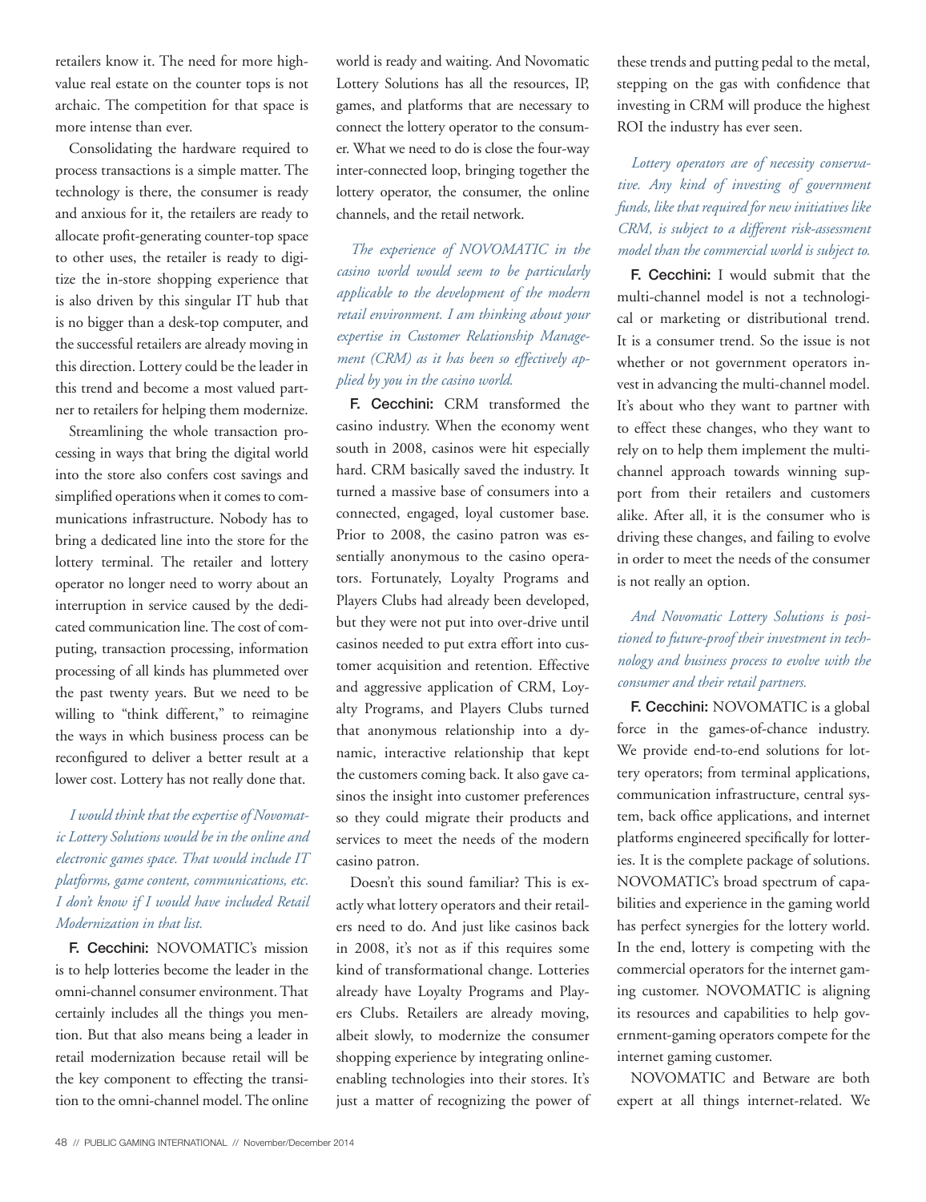retailers know it. The need for more high-value real estate on the counter tops is not archaic. The competition for that space is more intense than ever.

Consolidating the hardware required to process transactions is a simple matter. The technology is there, the consumer is ready and anxious for it, the retailers are ready to allocate profit-generating counter-top space to other uses, the retailer is ready to digitize the in-store shopping experience that is also driven by this singular IT hub that is no bigger than a desk-top computer, and the successful retailers are already moving in this direction. Lottery could be the leader in this trend and become a most valued partner to retailers for helping them modernize.

Streamlining the whole transaction processing in ways that bring the digital world into the store also confers cost savings and simplified operations when it comes to communications infrastructure. Nobody has to bring a dedicated line into the store for the lottery terminal. The retailer and lottery operator no longer need to worry about an interruption in service caused by the dedicated communication line. The cost of computing, transaction processing, information processing of all kinds has plummeted over the past twenty years. But we need to be willing to "think different," to reimagine the ways in which business process can be reconfigured to deliver a better result at a lower cost. Lottery has not really done that.

*I would think that the expertise of Novomatic Lottery Solutions would be in the online and electronic games space. That would include IT platforms, game content, communications, etc. I don't know if I would have included Retail Modernization in that list.*

**F. Cecchini:** NOVOMATIC's mission is to help lotteries become the leader in the omni-channel consumer environment. That certainly includes all the things you mention. But that also means being a leader in retail modernization because retail will be the key component to effecting the transition to the omni-channel model. The online world is ready and waiting. And Novomatic Lottery Solutions has all the resources, IP, games, and platforms that are necessary to connect the lottery operator to the consumer. What we need to do is close the four-way inter-connected loop, bringing together the lottery operator, the consumer, the online channels, and the retail network.

*The experience of NOVOMATIC in the casino world would seem to be particularly applicable to the development of the modern retail environment. I am thinking about your expertise in Customer Relationship Management (CRM) as it has been so effectively applied by you in the casino world.*

**F. Cecchini:** CRM transformed the casino industry. When the economy went south in 2008, casinos were hit especially hard. CRM basically saved the industry. It turned a massive base of consumers into a connected, engaged, loyal customer base. Prior to 2008, the casino patron was essentially anonymous to the casino operators. Fortunately, Loyalty Programs and Players Clubs had already been developed, but they were not put into over-drive until casinos needed to put extra effort into customer acquisition and retention. Effective and aggressive application of CRM, Loyalty Programs, and Players Clubs turned that anonymous relationship into a dynamic, interactive relationship that kept the customers coming back. It also gave casinos the insight into customer preferences so they could migrate their products and services to meet the needs of the modern casino patron.

Doesn't this sound familiar? This is exactly what lottery operators and their retailers need to do. And just like casinos back in 2008, it's not as if this requires some kind of transformational change. Lotteries already have Loyalty Programs and Players Clubs. Retailers are already moving, albeit slowly, to modernize the consumer shopping experience by integrating online-enabling technologies into their stores. It's just a matter of recognizing the power of these trends and putting pedal to the metal, stepping on the gas with confidence that investing in CRM will produce the highest ROI the industry has ever seen.

*Lottery operators are of necessity conservative. Any kind of investing of government funds, like that required for new initiatives like CRM, is subject to a different risk-assessment model than the commercial world is subject to.*

**F. Cecchini:** I would submit that the multi-channel model is not a technological or marketing or distributional trend. It is a consumer trend. So the issue is not whether or not government operators invest in advancing the multi-channel model. It's about who they want to partner with to effect these changes, who they want to rely on to help them implement the multi-channel approach towards winning support from their retailers and customers alike. After all, it is the consumer who is driving these changes, and failing to evolve in order to meet the needs of the consumer is not really an option.

*And Novomatic Lottery Solutions is positioned to future-proof their investment in technology and business process to evolve with the consumer and their retail partners.*

**F. Cecchini:** NOVOMATIC is a global force in the games-of-chance industry. We provide end-to-end solutions for lottery operators; from terminal applications, communication infrastructure, central system, back office applications, and internet platforms engineered specifically for lotteries. It is the complete package of solutions. NOVOMATIC's broad spectrum of capabilities and experience in the gaming world has perfect synergies for the lottery world. In the end, lottery is competing with the commercial operators for the internet gaming customer. NOVOMATIC is aligning its resources and capabilities to help government-gaming operators compete for the internet gaming customer.

NOVOMATIC and Betware are both expert at all things internet-related. We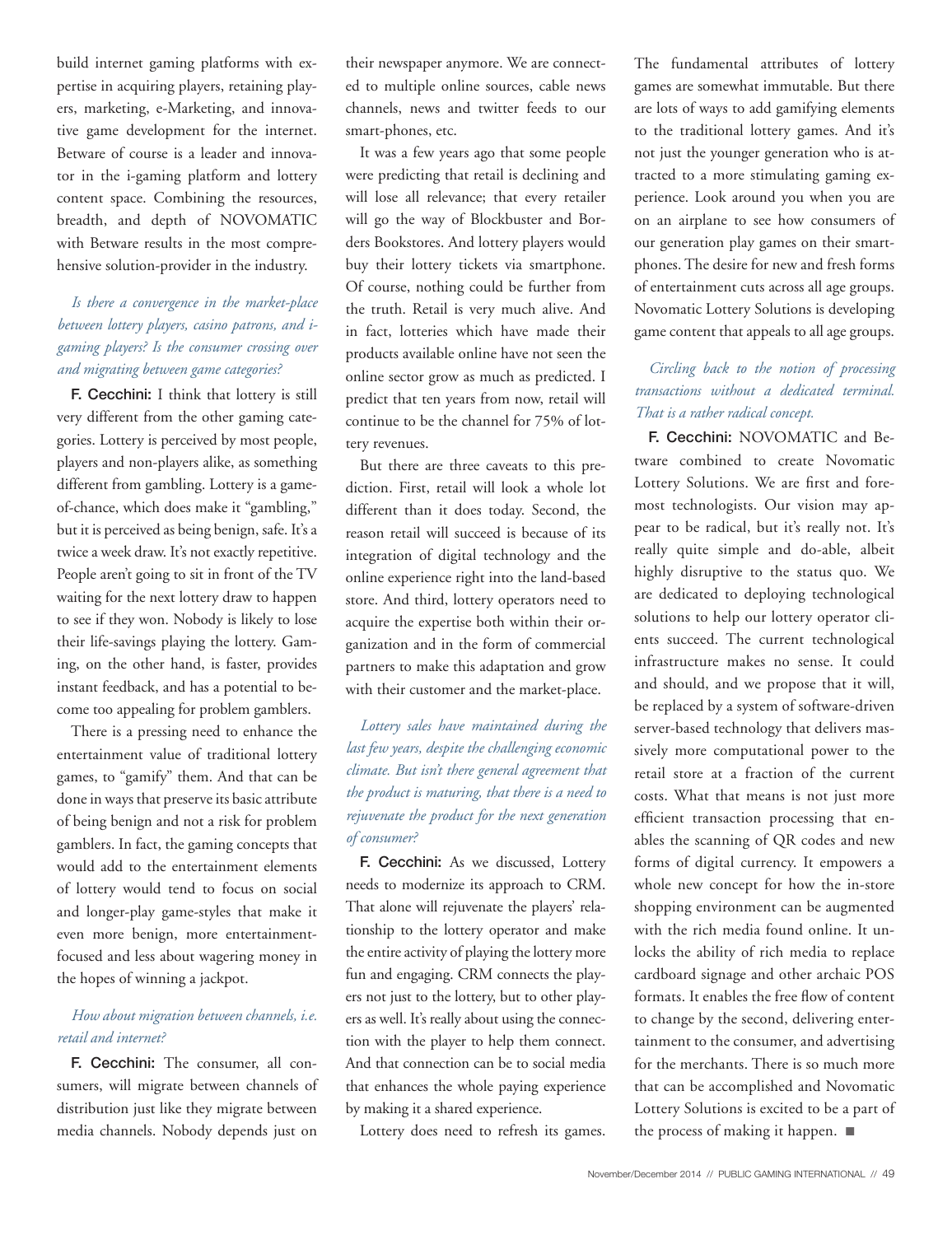build internet gaming platforms with expertise in acquiring players, retaining players, marketing, e-Marketing, and innovative game development for the internet. Betware of course is a leader and innovator in the i-gaming platform and lottery content space. Combining the resources, breadth, and depth of NOVOMATIC with Betware results in the most comprehensive solution-provider in the industry.

*Is there a convergence in the market-place between lottery players, casino patrons, and i-gaming players? Is the consumer crossing over and migrating between game categories?*

**F. Cecchini:** I think that lottery is still very different from the other gaming categories. Lottery is perceived by most people, players and non-players alike, as something different from gambling. Lottery is a game-of-chance, which does make it "gambling," but it is perceived as being benign, safe. It's a twice a week draw. It's not exactly repetitive. People aren't going to sit in front of the TV waiting for the next lottery draw to happen to see if they won. Nobody is likely to lose their life-savings playing the lottery. Gaming, on the other hand, is faster, provides instant feedback, and has a potential to become too appealing for problem gamblers.

There is a pressing need to enhance the entertainment value of traditional lottery games, to "gamify" them. And that can be done in ways that preserve its basic attribute of being benign and not a risk for problem gamblers. In fact, the gaming concepts that would add to the entertainment elements of lottery would tend to focus on social and longer-play game-styles that make it even more benign, more entertainment-focused and less about wagering money in the hopes of winning a jackpot.

*How about migration between channels, i.e. retail and internet?*

**F. Cecchini:** The consumer, all consumers, will migrate between channels of distribution just like they migrate between media channels. Nobody depends just on their newspaper anymore. We are connected to multiple online sources, cable news channels, news and twitter feeds to our smart-phones, etc.

It was a few years ago that some people were predicting that retail is declining and will lose all relevance; that every retailer will go the way of Blockbuster and Borders Bookstores. And lottery players would buy their lottery tickets via smartphone. Of course, nothing could be further from the truth. Retail is very much alive. And in fact, lotteries which have made their products available online have not seen the online sector grow as much as predicted. I predict that ten years from now, retail will continue to be the channel for 75% of lottery revenues.

But there are three caveats to this prediction. First, retail will look a whole lot different than it does today. Second, the reason retail will succeed is because of its integration of digital technology and the online experience right into the land-based store. And third, lottery operators need to acquire the expertise both within their organization and in the form of commercial partners to make this adaptation and grow with their customer and the market-place.

*Lottery sales have maintained during the last few years, despite the challenging economic climate. But isn't there general agreement that the product is maturing, that there is a need to rejuvenate the product for the next generation of consumer?*

**F. Cecchini:** As we discussed, Lottery needs to modernize its approach to CRM. That alone will rejuvenate the players' relationship to the lottery operator and make the entire activity of playing the lottery more fun and engaging. CRM connects the players not just to the lottery, but to other players as well. It's really about using the connection with the player to help them connect. And that connection can be to social media that enhances the whole paying experience by making it a shared experience.

Lottery does need to refresh its games. The fundamental attributes of lottery games are somewhat immutable. But there are lots of ways to add gamifying elements to the traditional lottery games. And it's not just the younger generation who is attracted to a more stimulating gaming experience. Look around you when you are on an airplane to see how consumers of our generation play games on their smartphones. The desire for new and fresh forms of entertainment cuts across all age groups. Novomatic Lottery Solutions is developing game content that appeals to all age groups.

*Circling back to the notion of processing transactions without a dedicated terminal. That is a rather radical concept.*

**F. Cecchini:** NOVOMATIC and Betware combined to create Novomatic Lottery Solutions. We are first and foremost technologists. Our vision may appear to be radical, but it's really not. It's really quite simple and do-able, albeit highly disruptive to the status quo. We are dedicated to deploying technological solutions to help our lottery operator clients succeed. The current technological infrastructure makes no sense. It could and should, and we propose that it will, be replaced by a system of software-driven server-based technology that delivers massively more computational power to the retail store at a fraction of the current costs. What that means is not just more efficient transaction processing that enables the scanning of QR codes and new forms of digital currency. It empowers a whole new concept for how the in-store shopping environment can be augmented with the rich media found online. It unlocks the ability of rich media to replace cardboard signage and other archaic POS formats. It enables the free flow of content to change by the second, delivering entertainment to the consumer, and advertising for the merchants. There is so much more that can be accomplished and Novomatic Lottery Solutions is excited to be a part of the process of making it happen. ■